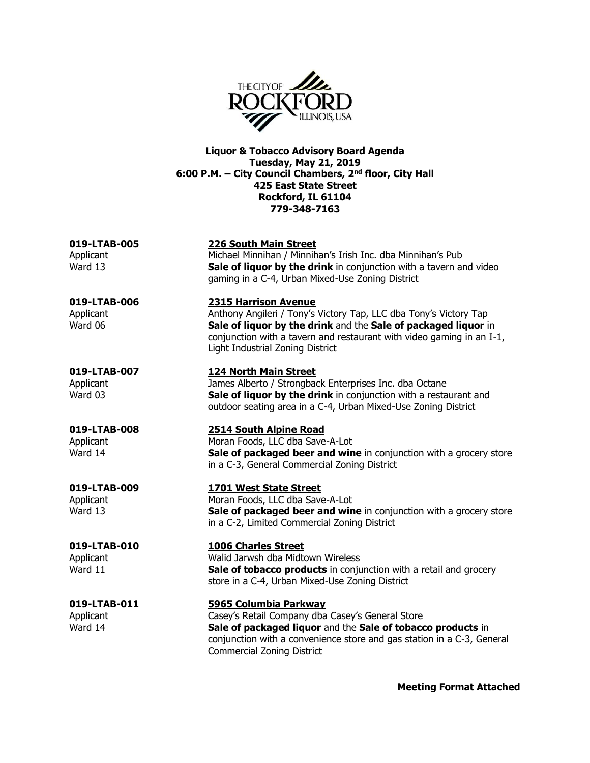# Liquor & Tobacco Advisory Board Agenda

**Tuesday, May 21, 2019**
**6:00 P.M. – City Council Chambers, 2nd floor, City Hall**
**425 East State Street**
**Rockford, IL 61104**
**779-348-7163**

**019-LTAB-005**
Applicant
Ward 13

**226 South Main Street**
Michael Minnihan / Minnihan's Irish Inc. dba Minnihan's Pub
**Sale of liquor by the drink** in conjunction with a tavern and video gaming in a C-4, Urban Mixed-Use Zoning District

**019-LTAB-006**
Applicant
Ward 06

**2315 Harrison Avenue**
Anthony Angileri / Tony's Victory Tap, LLC dba Tony's Victory Tap
**Sale of liquor by the drink** and the **Sale of packaged liquor** in conjunction with a tavern and restaurant with video gaming in an I-1, Light Industrial Zoning District

**019-LTAB-007**
Applicant
Ward 03

**124 North Main Street**
James Alberto / Strongback Enterprises Inc. dba Octane
**Sale of liquor by the drink** in conjunction with a restaurant and outdoor seating area in a C-4, Urban Mixed-Use Zoning District

**019-LTAB-008**
Applicant
Ward 14

**2514 South Alpine Road**
Moran Foods, LLC dba Save-A-Lot
**Sale of packaged beer and wine** in conjunction with a grocery store in a C-3, General Commercial Zoning District

**019-LTAB-009**
Applicant
Ward 13

**1701 West State Street**
Moran Foods, LLC dba Save-A-Lot
**Sale of packaged beer and wine** in conjunction with a grocery store in a C-2, Limited Commercial Zoning District

**019-LTAB-010**
Applicant
Ward 11

**1006 Charles Street**
Walid Jarwsh dba Midtown Wireless
**Sale of tobacco products** in conjunction with a retail and grocery store in a C-4, Urban Mixed-Use Zoning District

**019-LTAB-011**
Applicant
Ward 14

**5965 Columbia Parkway**
Casey's Retail Company dba Casey's General Store
**Sale of packaged liquor** and the **Sale of tobacco products** in conjunction with a convenience store and gas station in a C-3, General Commercial Zoning District

**Meeting Format Attached**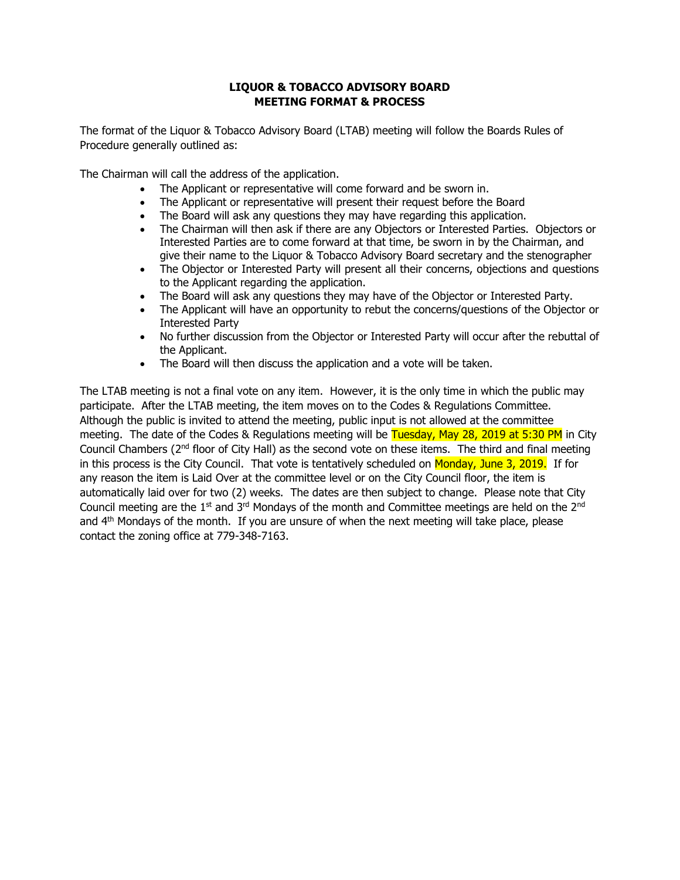**LIQUOR & TOBACCO ADVISORY BOARD**
**MEETING FORMAT & PROCESS**

The format of the Liquor & Tobacco Advisory Board (LTAB) meeting will follow the Boards Rules of Procedure generally outlined as:

The Chairman will call the address of the application.

- The Applicant or representative will come forward and be sworn in.
- The Applicant or representative will present their request before the Board
- The Board will ask any questions they may have regarding this application.
- The Chairman will then ask if there are any Objectors or Interested Parties. Objectors or Interested Parties are to come forward at that time, be sworn in by the Chairman, and give their name to the Liquor & Tobacco Advisory Board secretary and the stenographer
- The Objector or Interested Party will present all their concerns, objections and questions to the Applicant regarding the application.
- The Board will ask any questions they may have of the Objector or Interested Party.
- The Applicant will have an opportunity to rebut the concerns/questions of the Objector or Interested Party
- No further discussion from the Objector or Interested Party will occur after the rebuttal of the Applicant.
- The Board will then discuss the application and a vote will be taken.

The LTAB meeting is not a final vote on any item. However, it is the only time in which the public may participate. After the LTAB meeting, the item moves on to the Codes & Regulations Committee. Although the public is invited to attend the meeting, public input is not allowed at the committee meeting. The date of the Codes & Regulations meeting will be Tuesday, May 28, 2019 at 5:30 PM in City Council Chambers (2nd floor of City Hall) as the second vote on these items. The third and final meeting in this process is the City Council. That vote is tentatively scheduled on Monday, June 3, 2019. If for any reason the item is Laid Over at the committee level or on the City Council floor, the item is automatically laid over for two (2) weeks. The dates are then subject to change. Please note that City Council meeting are the 1st and 3rd Mondays of the month and Committee meetings are held on the 2nd and 4th Mondays of the month. If you are unsure of when the next meeting will take place, please contact the zoning office at 779-348-7163.